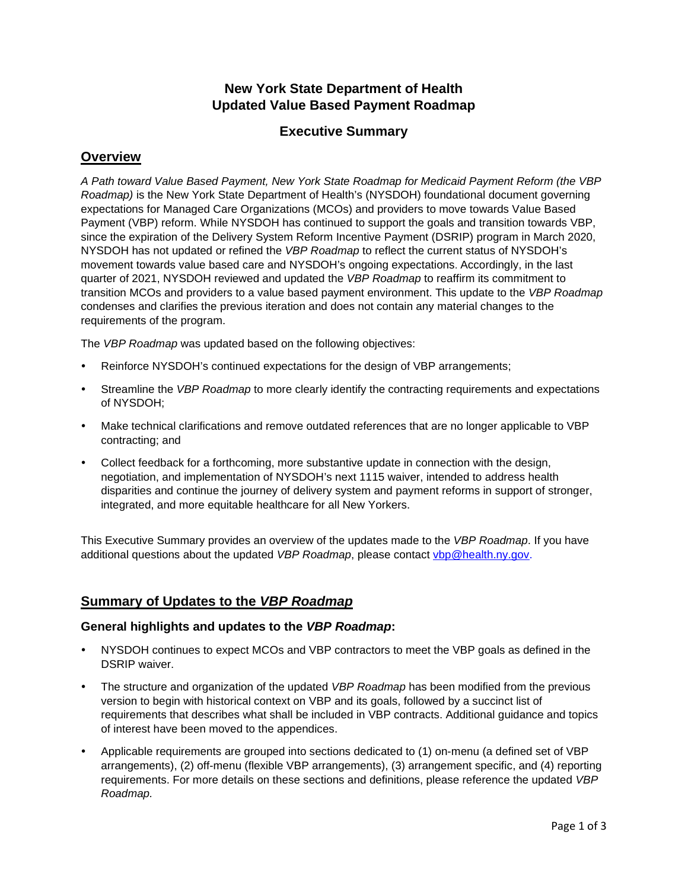# New York State Department of Health
# Updated Value Based Payment Roadmap

## Executive Summary

## Overview

*A Path toward Value Based Payment, New York State Roadmap for Medicaid Payment Reform (the VBP Roadmap)* is the New York State Department of Health's (NYSDOH) foundational document governing expectations for Managed Care Organizations (MCOs) and providers to move towards Value Based Payment (VBP) reform. While NYSDOH has continued to support the goals and transition towards VBP, since the expiration of the Delivery System Reform Incentive Payment (DSRIP) program in March 2020, NYSDOH has not updated or refined the *VBP Roadmap* to reflect the current status of NYSDOH's movement towards value based care and NYSDOH's ongoing expectations. Accordingly, in the last quarter of 2021, NYSDOH reviewed and updated the *VBP Roadmap* to reaffirm its commitment to transition MCOs and providers to a value based payment environment. This update to the *VBP Roadmap* condenses and clarifies the previous iteration and does not contain any material changes to the requirements of the program.

The *VBP Roadmap* was updated based on the following objectives:

- Reinforce NYSDOH's continued expectations for the design of VBP arrangements;
- Streamline the *VBP Roadmap* to more clearly identify the contracting requirements and expectations of NYSDOH;
- Make technical clarifications and remove outdated references that are no longer applicable to VBP contracting; and
- Collect feedback for a forthcoming, more substantive update in connection with the design, negotiation, and implementation of NYSDOH's next 1115 waiver, intended to address health disparities and continue the journey of delivery system and payment reforms in support of stronger, integrated, and more equitable healthcare for all New Yorkers.

This Executive Summary provides an overview of the updates made to the *VBP Roadmap*. If you have additional questions about the updated *VBP Roadmap*, please contact vbp@health.ny.gov.

## Summary of Updates to the *VBP Roadmap*

### General highlights and updates to the *VBP Roadmap*:

- NYSDOH continues to expect MCOs and VBP contractors to meet the VBP goals as defined in the DSRIP waiver.
- The structure and organization of the updated *VBP Roadmap* has been modified from the previous version to begin with historical context on VBP and its goals, followed by a succinct list of requirements that describes what shall be included in VBP contracts. Additional guidance and topics of interest have been moved to the appendices.
- Applicable requirements are grouped into sections dedicated to (1) on-menu (a defined set of VBP arrangements), (2) off-menu (flexible VBP arrangements), (3) arrangement specific, and (4) reporting requirements. For more details on these sections and definitions, please reference the updated *VBP Roadmap.*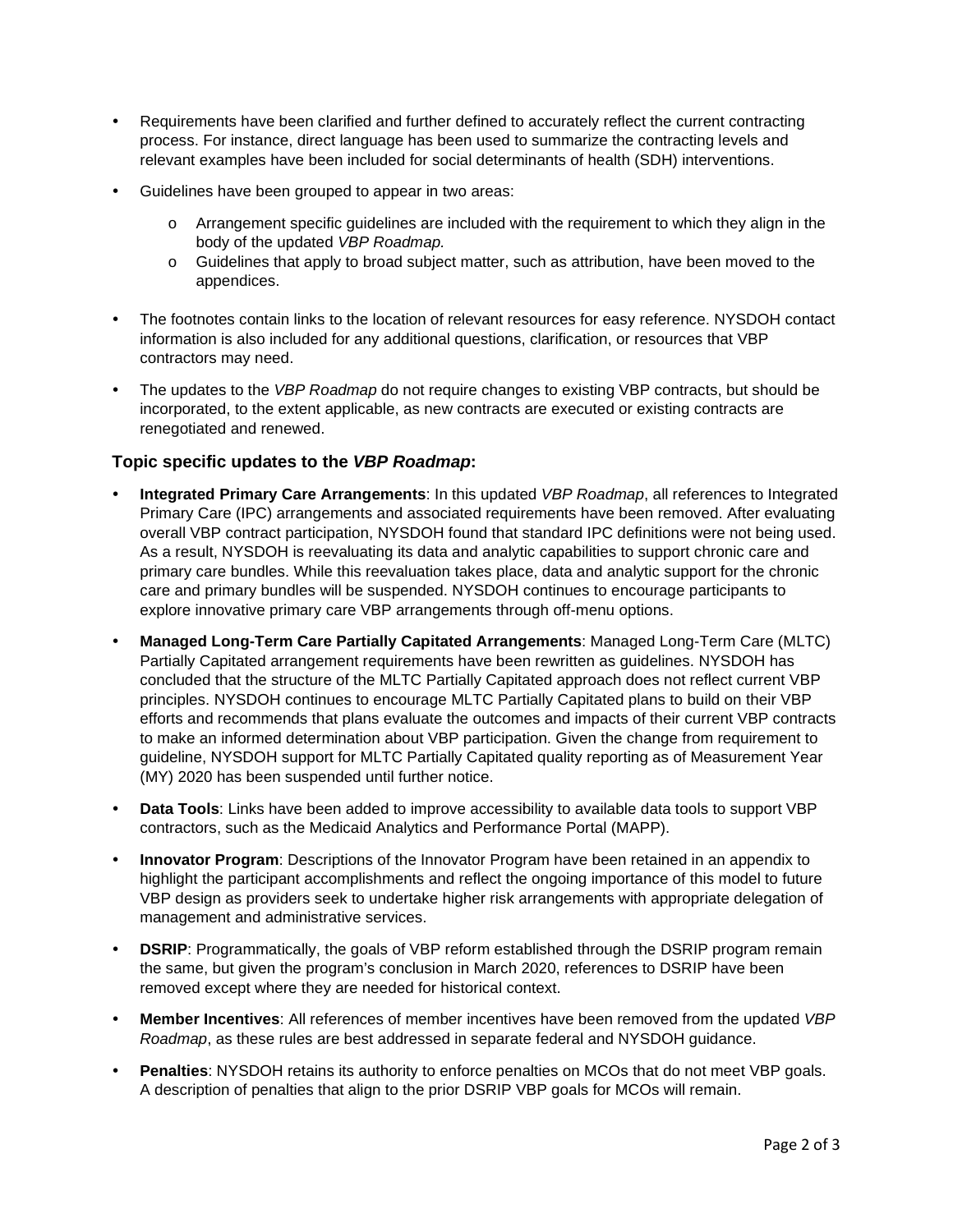- Requirements have been clarified and further defined to accurately reflect the current contracting process. For instance, direct language has been used to summarize the contracting levels and relevant examples have been included for social determinants of health (SDH) interventions.
- Guidelines have been grouped to appear in two areas:
  - Arrangement specific guidelines are included with the requirement to which they align in the body of the updated *VBP Roadmap.*
  - Guidelines that apply to broad subject matter, such as attribution, have been moved to the appendices.
- The footnotes contain links to the location of relevant resources for easy reference. NYSDOH contact information is also included for any additional questions, clarification, or resources that VBP contractors may need.
- The updates to the *VBP Roadmap* do not require changes to existing VBP contracts, but should be incorporated, to the extent applicable, as new contracts are executed or existing contracts are renegotiated and renewed.

### Topic specific updates to the *VBP Roadmap*:

- **Integrated Primary Care Arrangements**: In this updated *VBP Roadmap*, all references to Integrated Primary Care (IPC) arrangements and associated requirements have been removed. After evaluating overall VBP contract participation, NYSDOH found that standard IPC definitions were not being used. As a result, NYSDOH is reevaluating its data and analytic capabilities to support chronic care and primary care bundles. While this reevaluation takes place, data and analytic support for the chronic care and primary bundles will be suspended. NYSDOH continues to encourage participants to explore innovative primary care VBP arrangements through off-menu options.
- **Managed Long-Term Care Partially Capitated Arrangements**: Managed Long-Term Care (MLTC) Partially Capitated arrangement requirements have been rewritten as guidelines. NYSDOH has concluded that the structure of the MLTC Partially Capitated approach does not reflect current VBP principles. NYSDOH continues to encourage MLTC Partially Capitated plans to build on their VBP efforts and recommends that plans evaluate the outcomes and impacts of their current VBP contracts to make an informed determination about VBP participation. Given the change from requirement to guideline, NYSDOH support for MLTC Partially Capitated quality reporting as of Measurement Year (MY) 2020 has been suspended until further notice.
- **Data Tools**: Links have been added to improve accessibility to available data tools to support VBP contractors, such as the Medicaid Analytics and Performance Portal (MAPP).
- **Innovator Program**: Descriptions of the Innovator Program have been retained in an appendix to highlight the participant accomplishments and reflect the ongoing importance of this model to future VBP design as providers seek to undertake higher risk arrangements with appropriate delegation of management and administrative services.
- **DSRIP**: Programmatically, the goals of VBP reform established through the DSRIP program remain the same, but given the program's conclusion in March 2020, references to DSRIP have been removed except where they are needed for historical context.
- **Member Incentives**: All references of member incentives have been removed from the updated *VBP Roadmap*, as these rules are best addressed in separate federal and NYSDOH guidance.
- **Penalties**: NYSDOH retains its authority to enforce penalties on MCOs that do not meet VBP goals. A description of penalties that align to the prior DSRIP VBP goals for MCOs will remain.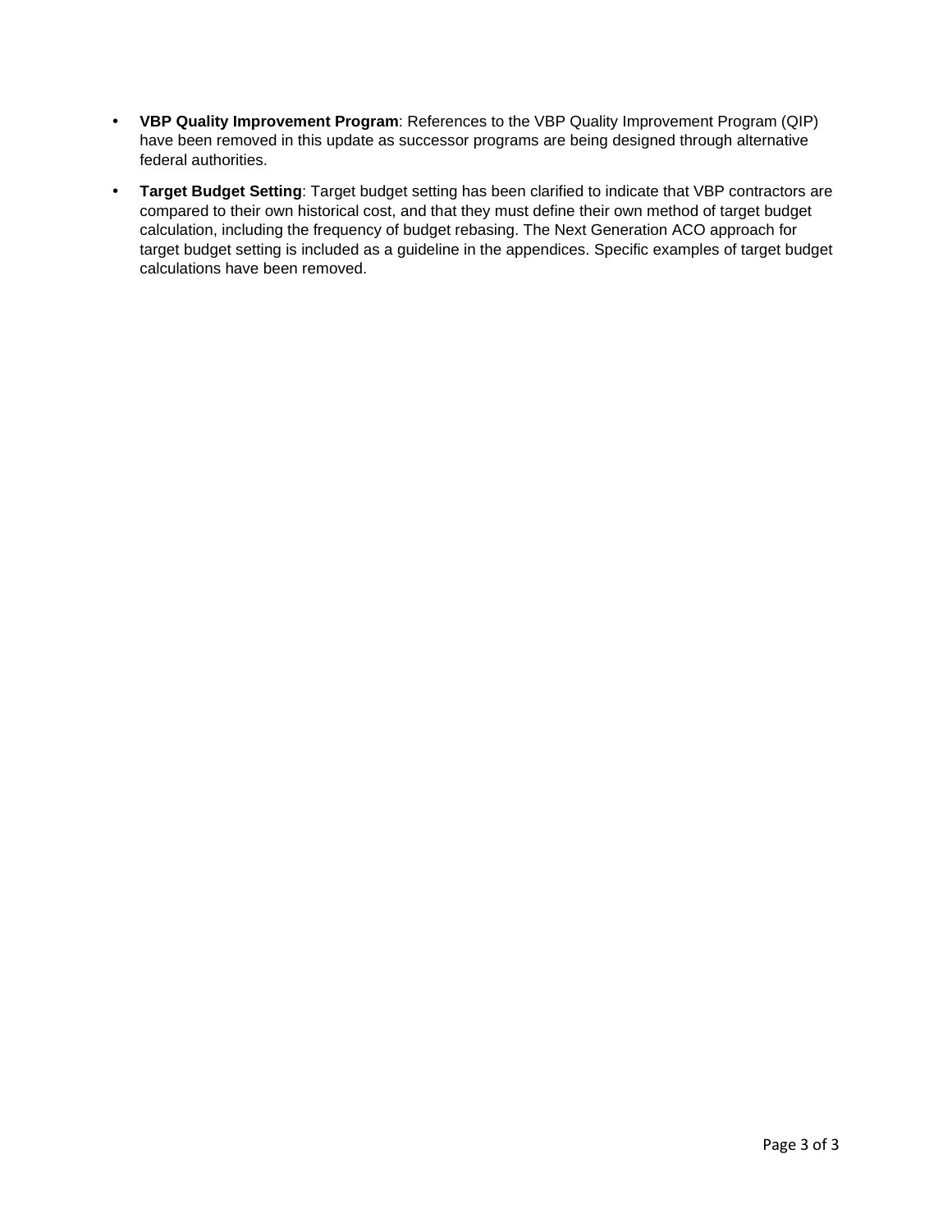- **VBP Quality Improvement Program**: References to the VBP Quality Improvement Program (QIP) have been removed in this update as successor programs are being designed through alternative federal authorities.
- **Target Budget Setting**: Target budget setting has been clarified to indicate that VBP contractors are compared to their own historical cost, and that they must define their own method of target budget calculation, including the frequency of budget rebasing. The Next Generation ACO approach for target budget setting is included as a guideline in the appendices. Specific examples of target budget calculations have been removed.